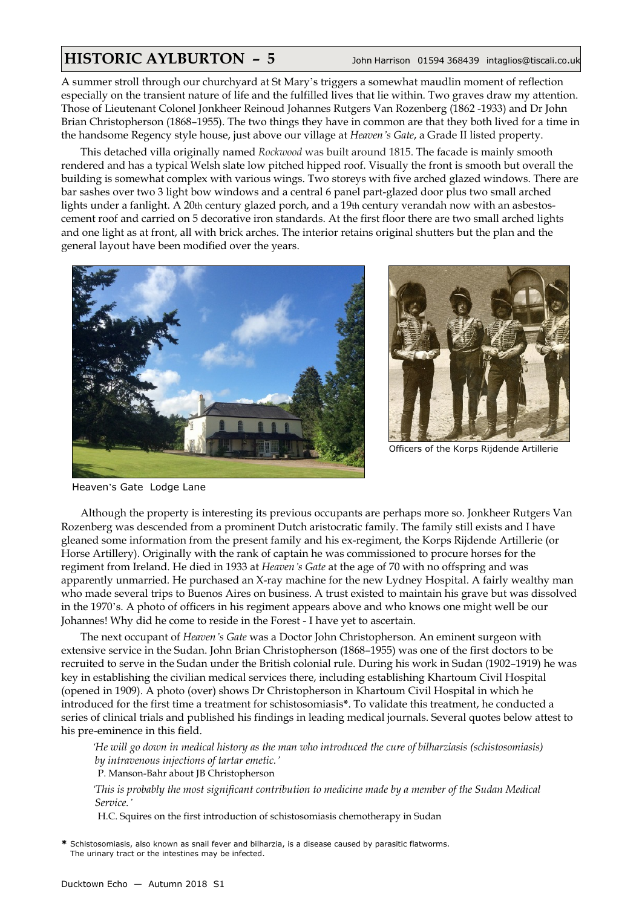# HISTORIC AYLBURTON – 5

John Harrison 01594 368439 intaglios@tiscali.co.uk

A summer stroll through our churchyard at St Mary's triggers a somewhat maudlin moment of reflection especially on the transient nature of life and the fulfilled lives that lie within. Two graves draw my attention. Those of Lieutenant Colonel Jonkheer Reinoud Johannes Rutgers Van Rozenberg (1862 -1933) and Dr John Brian Christopherson (1868–1955). The two things they have in common are that they both lived for a time in the handsome Regency style house, just above our village at *Heaven's Gate*, a Grade II listed property.

This detached villa originally named *Rockwood* was built around 1815. The facade is mainly smooth rendered and has a typical Welsh slate low pitched hipped roof. Visually the front is smooth but overall the building is somewhat complex with various wings. Two storeys with five arched glazed windows. There are bar sashes over two 3 light bow windows and a central 6 panel part-glazed door plus two small arched lights under a fanlight. A 20th century glazed porch, and a 19th century verandah now with an asbestos-cement roof and carried on 5 decorative iron standards. At the first floor there are two small arched lights and one light as at front, all with brick arches. The interior retains original shutters but the plan and the general layout have been modified over the years.

Heaven's Gate Lodge Lane

Officers of the Korps Rijdende Artillerie

Although the property is interesting its previous occupants are perhaps more so. Jonkheer Rutgers Van Rozenberg was descended from a prominent Dutch aristocratic family. The family still exists and I have gleaned some information from the present family and his ex-regiment, the Korps Rijdende Artillerie (or Horse Artillery). Originally with the rank of captain he was commissioned to procure horses for the regiment from Ireland. He died in 1933 at *Heaven's Gate* at the age of 70 with no offspring and was apparently unmarried. He purchased an X-ray machine for the new Lydney Hospital. A fairly wealthy man who made several trips to Buenos Aires on business. A trust existed to maintain his grave but was dissolved in the 1970's. A photo of officers in his regiment appears above and who knows one might well be our Johannes! Why did he come to reside in the Forest - I have yet to ascertain.

The next occupant of *Heaven's Gate* was a Doctor John Christopherson. An eminent surgeon with extensive service in the Sudan. John Brian Christopherson (1868–1955) was one of the first doctors to be recruited to serve in the Sudan under the British colonial rule. During his work in Sudan (1902–1919) he was key in establishing the civilian medical services there, including establishing Khartoum Civil Hospital (opened in 1909). A photo (over) shows Dr Christopherson in Khartoum Civil Hospital in which he introduced for the first time a treatment for schistosomiasis*. To validate this treatment, he conducted a series of clinical trials and published his findings in leading medical journals. Several quotes below attest to his pre-eminence in this field.

> *'He will go down in medical history as the man who introduced the cure of bilharziasis (schistosomiasis) by intravenous injections of tartar emetic.'*
>
> P. Manson-Bahr about JB Christopherson

> *'This is probably the most significant contribution to medicine made by a member of the Sudan Medical Service.'*
>
> H.C. Squires on the first introduction of schistosomiasis chemotherapy in Sudan

* Schistosomiasis, also known as snail fever and bilharzia, is a disease caused by parasitic flatworms. The urinary tract or the intestines may be infected.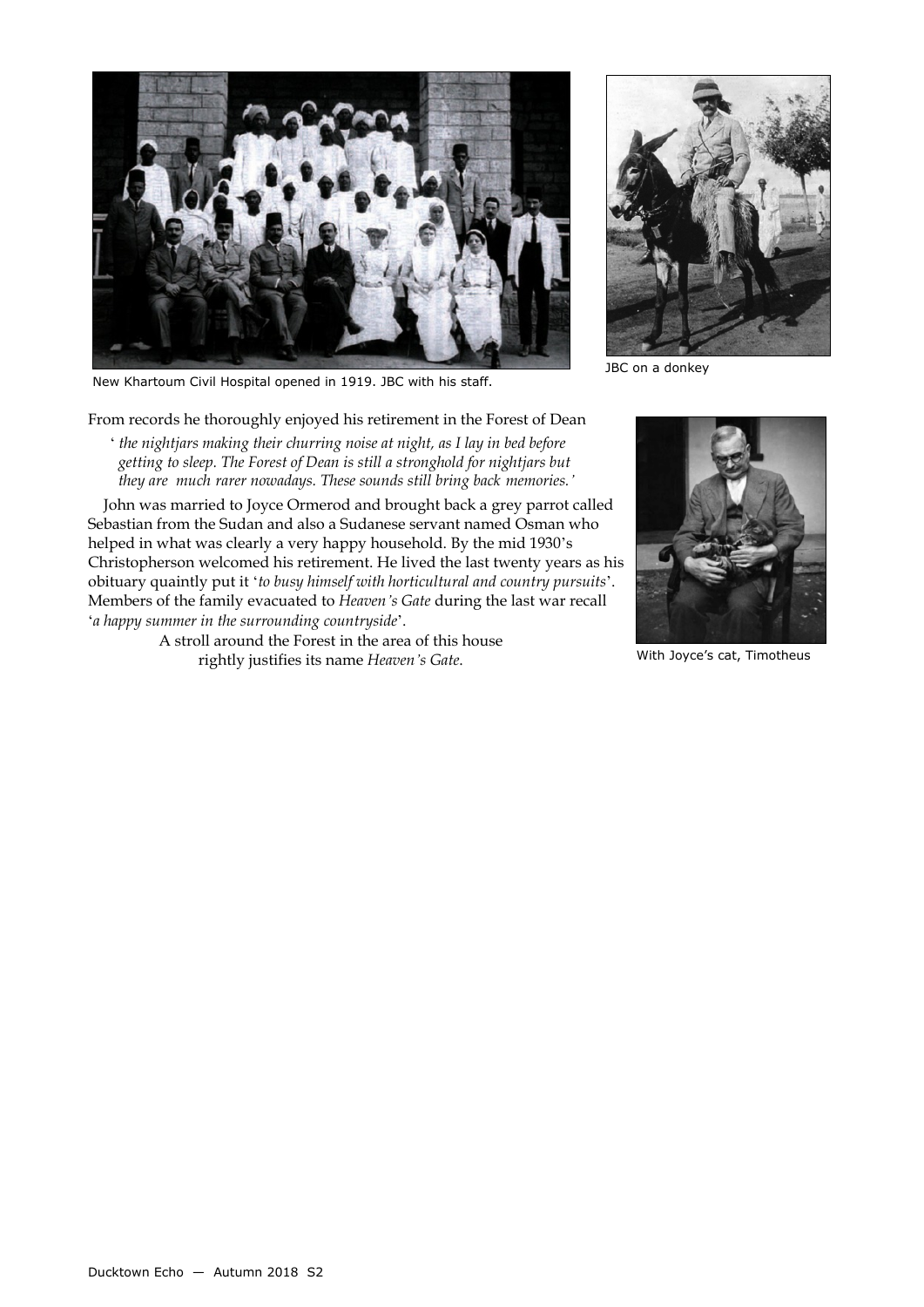New Khartoum Civil Hospital opened in 1919. JBC with his staff.

JBC on a donkey

From records he thoroughly enjoyed his retirement in the Forest of Dean

' *the nightjars making their churring noise at night, as I lay in bed before getting to sleep. The Forest of Dean is still a stronghold for nightjars but they are much rarer nowadays. These sounds still bring back memories.'*

John was married to Joyce Ormerod and brought back a grey parrot called Sebastian from the Sudan and also a Sudanese servant named Osman who helped in what was clearly a very happy household. By the mid 1930's Christopherson welcomed his retirement. He lived the last twenty years as his obituary quaintly put it '*to busy himself with horticultural and country pursuits*'. Members of the family evacuated to *Heaven's Gate* during the last war recall '*a happy summer in the surrounding countryside*'.

A stroll around the Forest in the area of this house rightly justifies its name *Heaven's Gate*.

With Joyce's cat, Timotheus